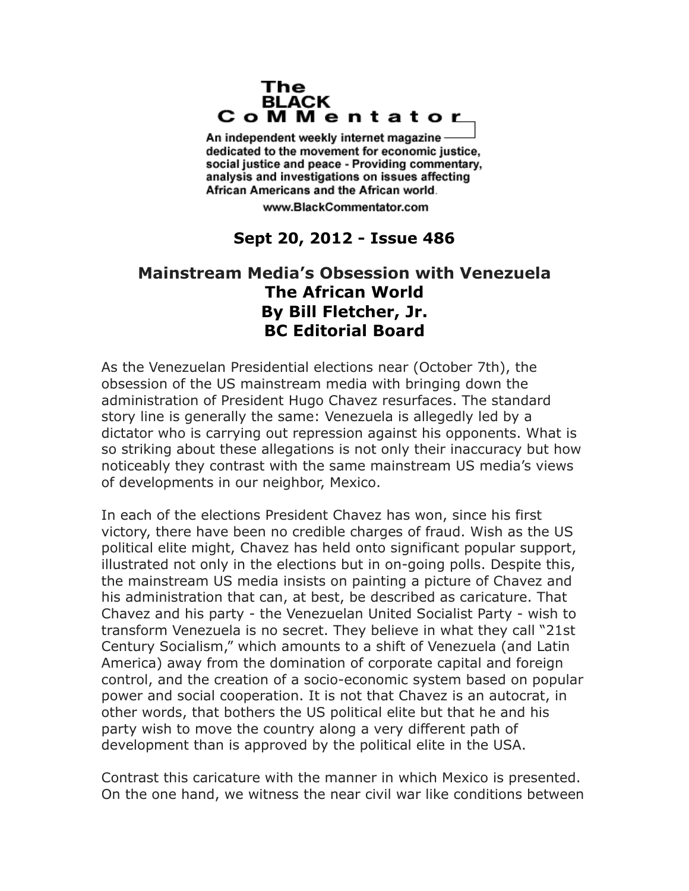The BLACK CoMMentator

An independent weekly internet magazine dedicated to the movement for economic justice, social justice and peace - Providing commentary, analysis and investigations on issues affecting African Americans and the African world.

www.BlackCommentator.com

**Sept 20, 2012 - Issue 486**

# Mainstream Media's Obsession with Venezuela
## The African World
## By Bill Fletcher, Jr.
## BC Editorial Board

As the Venezuelan Presidential elections near (October 7th), the obsession of the US mainstream media with bringing down the administration of President Hugo Chavez resurfaces. The standard story line is generally the same: Venezuela is allegedly led by a dictator who is carrying out repression against his opponents. What is so striking about these allegations is not only their inaccuracy but how noticeably they contrast with the same mainstream US media's views of developments in our neighbor, Mexico.

In each of the elections President Chavez has won, since his first victory, there have been no credible charges of fraud. Wish as the US political elite might, Chavez has held onto significant popular support, illustrated not only in the elections but in on-going polls. Despite this, the mainstream US media insists on painting a picture of Chavez and his administration that can, at best, be described as caricature. That Chavez and his party - the Venezuelan United Socialist Party - wish to transform Venezuela is no secret. They believe in what they call "21st Century Socialism," which amounts to a shift of Venezuela (and Latin America) away from the domination of corporate capital and foreign control, and the creation of a socio-economic system based on popular power and social cooperation. It is not that Chavez is an autocrat, in other words, that bothers the US political elite but that he and his party wish to move the country along a very different path of development than is approved by the political elite in the USA.

Contrast this caricature with the manner in which Mexico is presented. On the one hand, we witness the near civil war like conditions between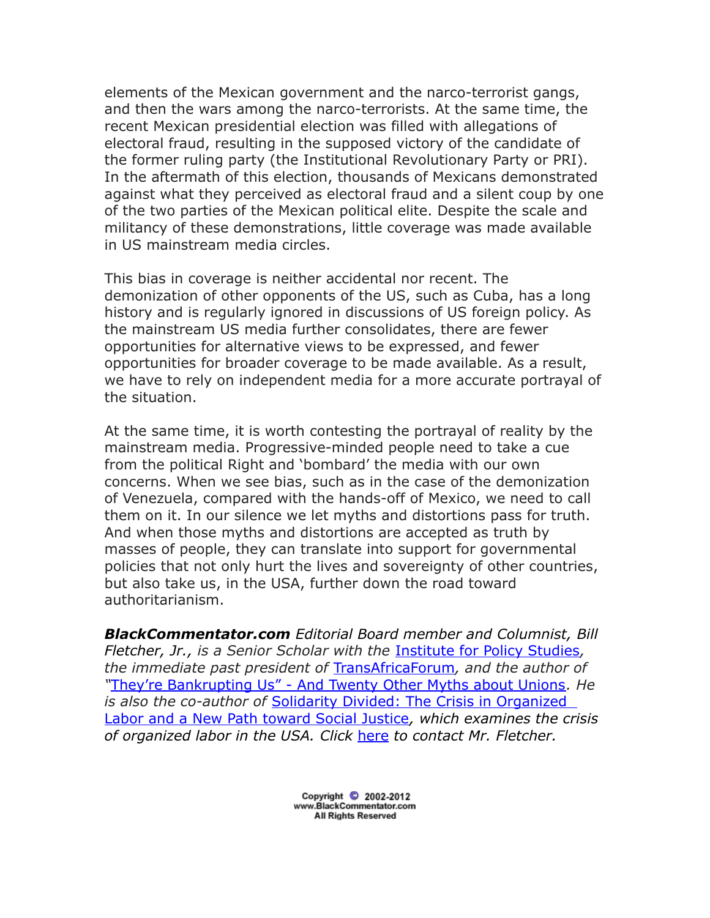elements of the Mexican government and the narco-terrorist gangs, and then the wars among the narco-terrorists. At the same time, the recent Mexican presidential election was filled with allegations of electoral fraud, resulting in the supposed victory of the candidate of the former ruling party (the Institutional Revolutionary Party or PRI). In the aftermath of this election, thousands of Mexicans demonstrated against what they perceived as electoral fraud and a silent coup by one of the two parties of the Mexican political elite. Despite the scale and militancy of these demonstrations, little coverage was made available in US mainstream media circles.

This bias in coverage is neither accidental nor recent. The demonization of other opponents of the US, such as Cuba, has a long history and is regularly ignored in discussions of US foreign policy. As the mainstream US media further consolidates, there are fewer opportunities for alternative views to be expressed, and fewer opportunities for broader coverage to be made available. As a result, we have to rely on independent media for a more accurate portrayal of the situation.

At the same time, it is worth contesting the portrayal of reality by the mainstream media. Progressive-minded people need to take a cue from the political Right and 'bombard' the media with our own concerns. When we see bias, such as in the case of the demonization of Venezuela, compared with the hands-off of Mexico, we need to call them on it. In our silence we let myths and distortions pass for truth. And when those myths and distortions are accepted as truth by masses of people, they can translate into support for governmental policies that not only hurt the lives and sovereignty of other countries, but also take us, in the USA, further down the road toward authoritarianism.

***BlackCommentator.com** Editorial Board member and Columnist, Bill Fletcher, Jr., is a Senior Scholar with the Institute for Policy Studies, the immediate past president of TransAfricaForum, and the author of "They're Bankrupting Us" - And Twenty Other Myths about Unions. He is also the co-author of Solidarity Divided: The Crisis in Organized Labor and a New Path toward Social Justice, which examines the crisis of organized labor in the USA. Click here to contact Mr. Fletcher.*

Copyright © 2002-2012
www.BlackCommentator.com
All Rights Reserved